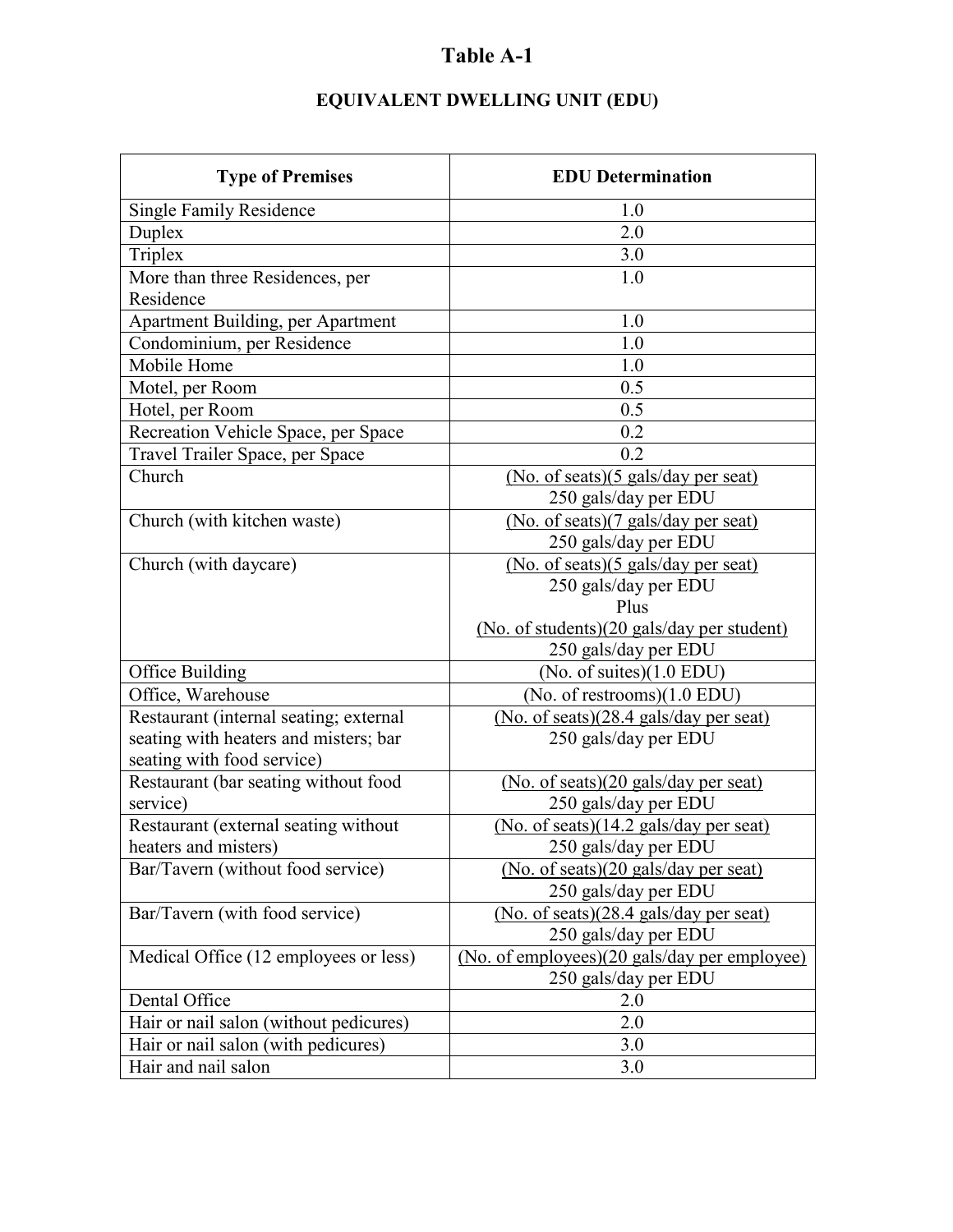# Table A-1

## EQUIVALENT DWELLING UNIT (EDU)

| Type of Premises | EDU Determination |
|---|---|
| Single Family Residence | 1.0 |
| Duplex | 2.0 |
| Triplex | 3.0 |
| More than three Residences, per Residence | 1.0 |
| Apartment Building, per Apartment | 1.0 |
| Condominium, per Residence | 1.0 |
| Mobile Home | 1.0 |
| Motel, per Room | 0.5 |
| Hotel, per Room | 0.5 |
| Recreation Vehicle Space, per Space | 0.2 |
| Travel Trailer Space, per Space | 0.2 |
| Church | (No. of seats)(5 gals/day per seat) / 250 gals/day per EDU |
| Church (with kitchen waste) | (No. of seats)(7 gals/day per seat) / 250 gals/day per EDU |
| Church (with daycare) | (No. of seats)(5 gals/day per seat) / 250 gals/day per EDU Plus (No. of students)(20 gals/day per student) / 250 gals/day per EDU |
| Office Building | (No. of suites)(1.0 EDU) |
| Office, Warehouse | (No. of restrooms)(1.0 EDU) |
| Restaurant (internal seating; external seating with heaters and misters; bar seating with food service) | (No. of seats)(28.4 gals/day per seat) / 250 gals/day per EDU |
| Restaurant (bar seating without food service) | (No. of seats)(20 gals/day per seat) / 250 gals/day per EDU |
| Restaurant (external seating without heaters and misters) | (No. of seats)(14.2 gals/day per seat) / 250 gals/day per EDU |
| Bar/Tavern (without food service) | (No. of seats)(20 gals/day per seat) / 250 gals/day per EDU |
| Bar/Tavern (with food service) | (No. of seats)(28.4 gals/day per seat) / 250 gals/day per EDU |
| Medical Office (12 employees or less) | (No. of employees)(20 gals/day per employee) / 250 gals/day per EDU |
| Dental Office | 2.0 |
| Hair or nail salon (without pedicures) | 2.0 |
| Hair or nail salon (with pedicures) | 3.0 |
| Hair and nail salon | 3.0 |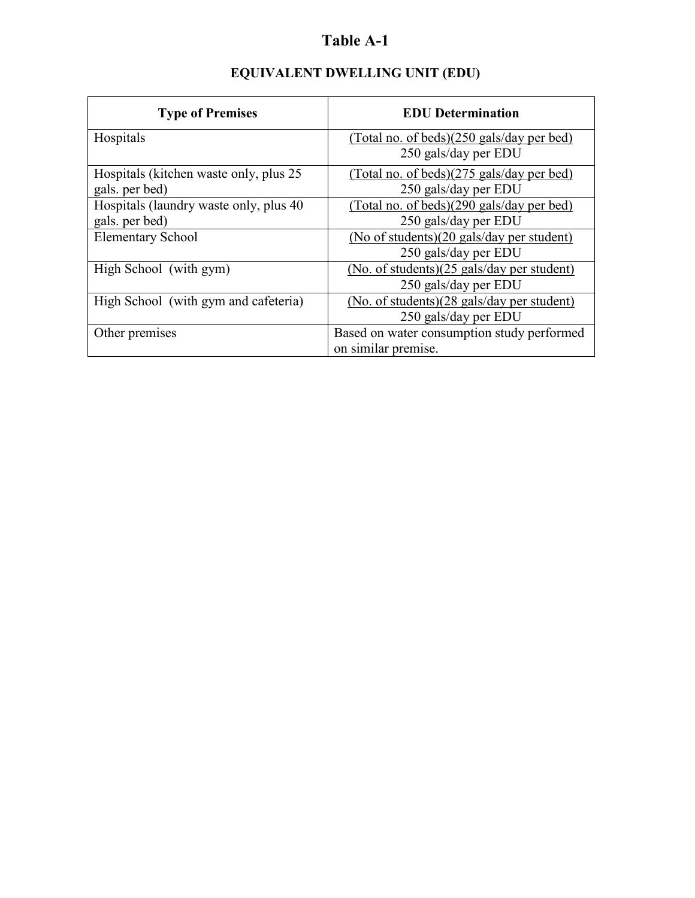# Table A-1

## EQUIVALENT DWELLING UNIT (EDU)

| Type of Premises | EDU Determination |
|---|---|
| Hospitals | (Total no. of beds)(250 gals/day per bed) / 250 gals/day per EDU |
| Hospitals (kitchen waste only, plus 25 gals. per bed) | (Total no. of beds)(275 gals/day per bed) / 250 gals/day per EDU |
| Hospitals (laundry waste only, plus 40 gals. per bed) | (Total no. of beds)(290 gals/day per bed) / 250 gals/day per EDU |
| Elementary School | (No of students)(20 gals/day per student) / 250 gals/day per EDU |
| High School (with gym) | (No. of students)(25 gals/day per student) / 250 gals/day per EDU |
| High School (with gym and cafeteria) | (No. of students)(28 gals/day per student) / 250 gals/day per EDU |
| Other premises | Based on water consumption study performed on similar premise. |